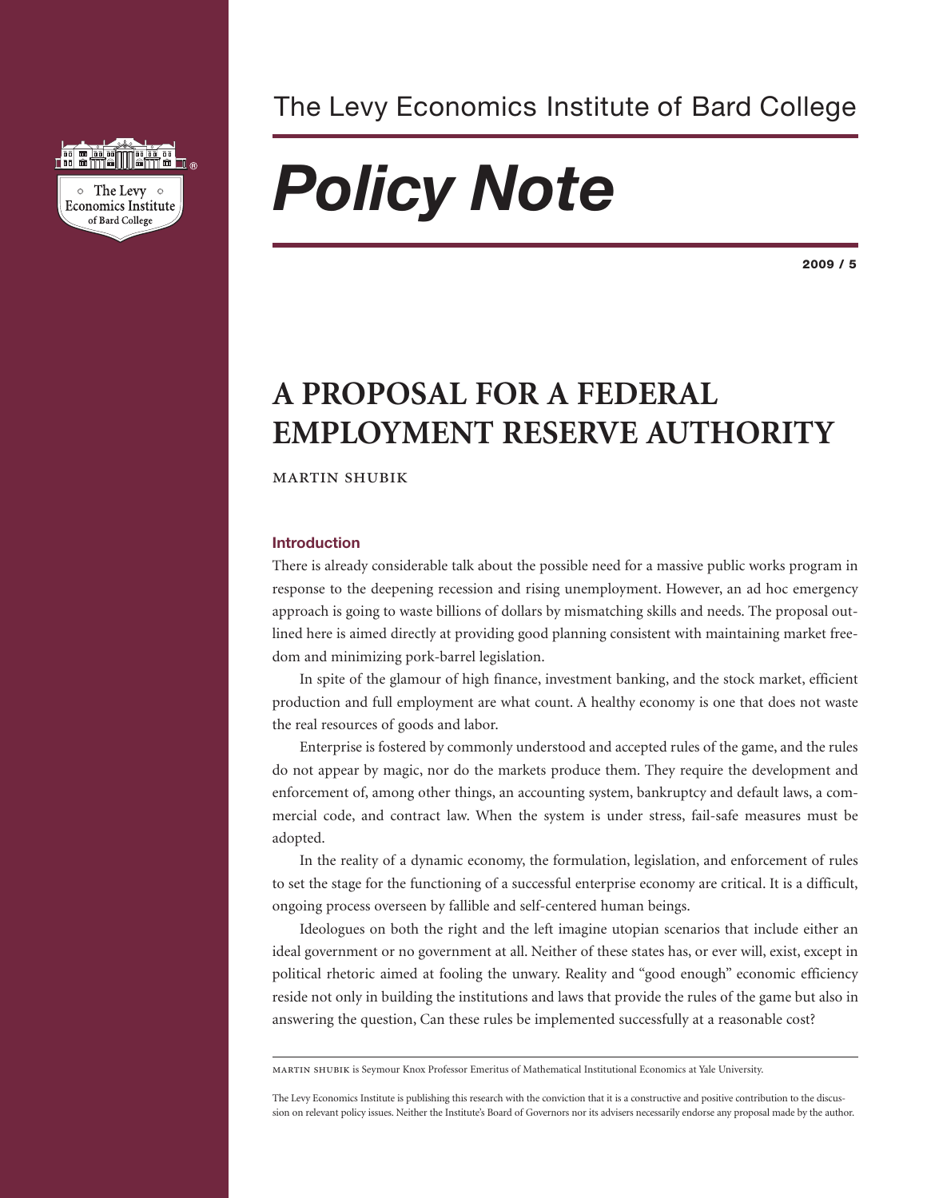The Levy Economics Institute of Bard College

# Policy Note

**2009 / 5**

## A PROPOSAL FOR A FEDERAL EMPLOYMENT RESERVE AUTHORITY

MARTIN SHUBIK

### Introduction

There is already considerable talk about the possible need for a massive public works program in response to the deepening recession and rising unemployment. However, an ad hoc emergency approach is going to waste billions of dollars by mismatching skills and needs. The proposal outlined here is aimed directly at providing good planning consistent with maintaining market freedom and minimizing pork-barrel legislation.

In spite of the glamour of high finance, investment banking, and the stock market, efficient production and full employment are what count. A healthy economy is one that does not waste the real resources of goods and labor.

Enterprise is fostered by commonly understood and accepted rules of the game, and the rules do not appear by magic, nor do the markets produce them. They require the development and enforcement of, among other things, an accounting system, bankruptcy and default laws, a commercial code, and contract law. When the system is under stress, fail-safe measures must be adopted.

In the reality of a dynamic economy, the formulation, legislation, and enforcement of rules to set the stage for the functioning of a successful enterprise economy are critical. It is a difficult, ongoing process overseen by fallible and self-centered human beings.

Ideologues on both the right and the left imagine utopian scenarios that include either an ideal government or no government at all. Neither of these states has, or ever will, exist, except in political rhetoric aimed at fooling the unwary. Reality and "good enough" economic efficiency reside not only in building the institutions and laws that provide the rules of the game but also in answering the question, Can these rules be implemented successfully at a reasonable cost?

---

MARTIN SHUBIK is Seymour Knox Professor Emeritus of Mathematical Institutional Economics at Yale University.

The Levy Economics Institute is publishing this research with the conviction that it is a constructive and positive contribution to the discussion on relevant policy issues. Neither the Institute's Board of Governors nor its advisers necessarily endorse any proposal made by the author.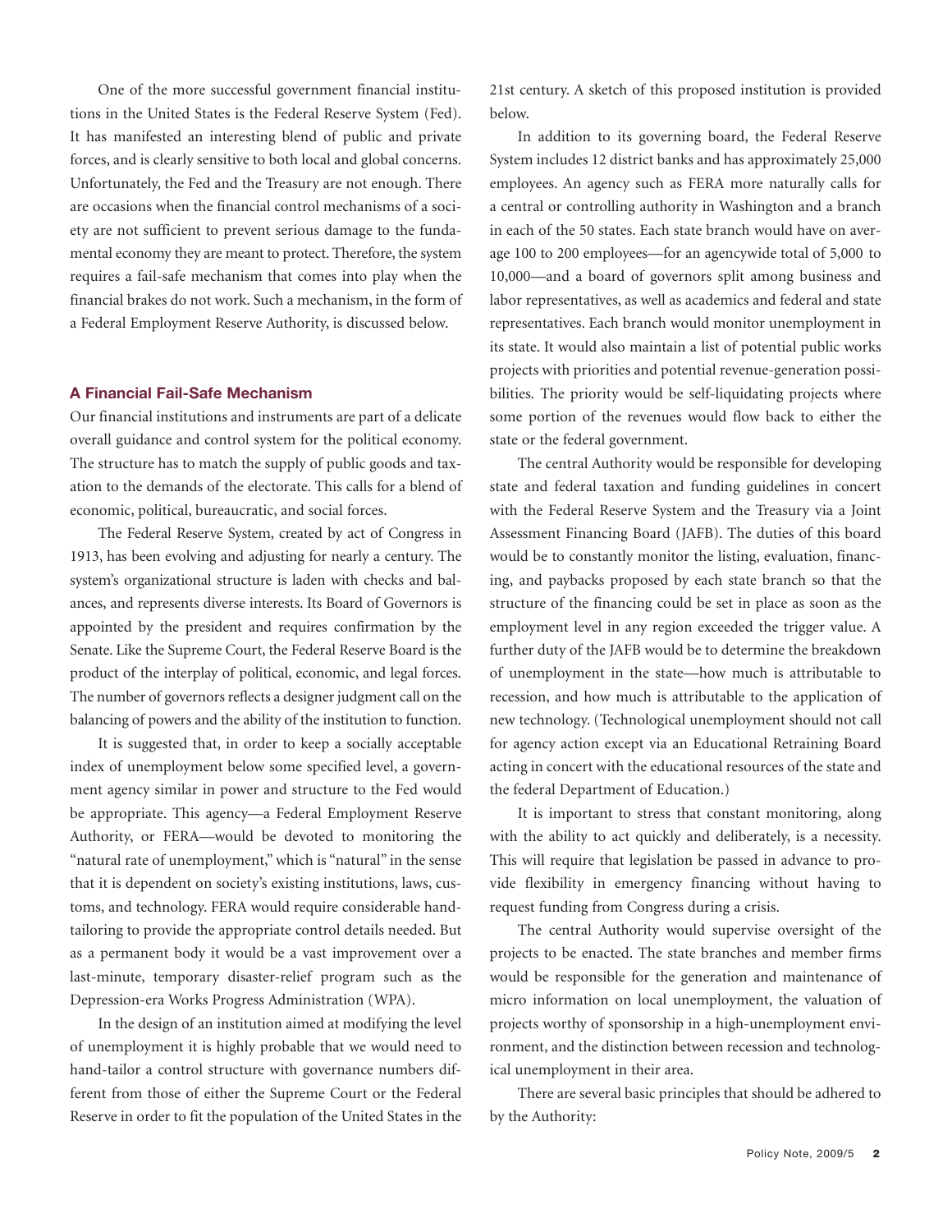One of the more successful government financial institutions in the United States is the Federal Reserve System (Fed). It has manifested an interesting blend of public and private forces, and is clearly sensitive to both local and global concerns. Unfortunately, the Fed and the Treasury are not enough. There are occasions when the financial control mechanisms of a society are not sufficient to prevent serious damage to the fundamental economy they are meant to protect. Therefore, the system requires a fail-safe mechanism that comes into play when the financial brakes do not work. Such a mechanism, in the form of a Federal Employment Reserve Authority, is discussed below.

### A Financial Fail-Safe Mechanism

Our financial institutions and instruments are part of a delicate overall guidance and control system for the political economy. The structure has to match the supply of public goods and taxation to the demands of the electorate. This calls for a blend of economic, political, bureaucratic, and social forces.

The Federal Reserve System, created by act of Congress in 1913, has been evolving and adjusting for nearly a century. The system's organizational structure is laden with checks and balances, and represents diverse interests. Its Board of Governors is appointed by the president and requires confirmation by the Senate. Like the Supreme Court, the Federal Reserve Board is the product of the interplay of political, economic, and legal forces. The number of governors reflects a designer judgment call on the balancing of powers and the ability of the institution to function.

It is suggested that, in order to keep a socially acceptable index of unemployment below some specified level, a government agency similar in power and structure to the Fed would be appropriate. This agency—a Federal Employment Reserve Authority, or FERA—would be devoted to monitoring the "natural rate of unemployment," which is "natural" in the sense that it is dependent on society's existing institutions, laws, customs, and technology. FERA would require considerable hand-tailoring to provide the appropriate control details needed. But as a permanent body it would be a vast improvement over a last-minute, temporary disaster-relief program such as the Depression-era Works Progress Administration (WPA).

In the design of an institution aimed at modifying the level of unemployment it is highly probable that we would need to hand-tailor a control structure with governance numbers different from those of either the Supreme Court or the Federal Reserve in order to fit the population of the United States in the 21st century. A sketch of this proposed institution is provided below.

In addition to its governing board, the Federal Reserve System includes 12 district banks and has approximately 25,000 employees. An agency such as FERA more naturally calls for a central or controlling authority in Washington and a branch in each of the 50 states. Each state branch would have on average 100 to 200 employees—for an agencywide total of 5,000 to 10,000—and a board of governors split among business and labor representatives, as well as academics and federal and state representatives. Each branch would monitor unemployment in its state. It would also maintain a list of potential public works projects with priorities and potential revenue-generation possibilities. The priority would be self-liquidating projects where some portion of the revenues would flow back to either the state or the federal government.

The central Authority would be responsible for developing state and federal taxation and funding guidelines in concert with the Federal Reserve System and the Treasury via a Joint Assessment Financing Board (JAFB). The duties of this board would be to constantly monitor the listing, evaluation, financing, and paybacks proposed by each state branch so that the structure of the financing could be set in place as soon as the employment level in any region exceeded the trigger value. A further duty of the JAFB would be to determine the breakdown of unemployment in the state—how much is attributable to recession, and how much is attributable to the application of new technology. (Technological unemployment should not call for agency action except via an Educational Retraining Board acting in concert with the educational resources of the state and the federal Department of Education.)

It is important to stress that constant monitoring, along with the ability to act quickly and deliberately, is a necessity. This will require that legislation be passed in advance to provide flexibility in emergency financing without having to request funding from Congress during a crisis.

The central Authority would supervise oversight of the projects to be enacted. The state branches and member firms would be responsible for the generation and maintenance of micro information on local unemployment, the valuation of projects worthy of sponsorship in a high-unemployment environment, and the distinction between recession and technological unemployment in their area.

There are several basic principles that should be adhered to by the Authority: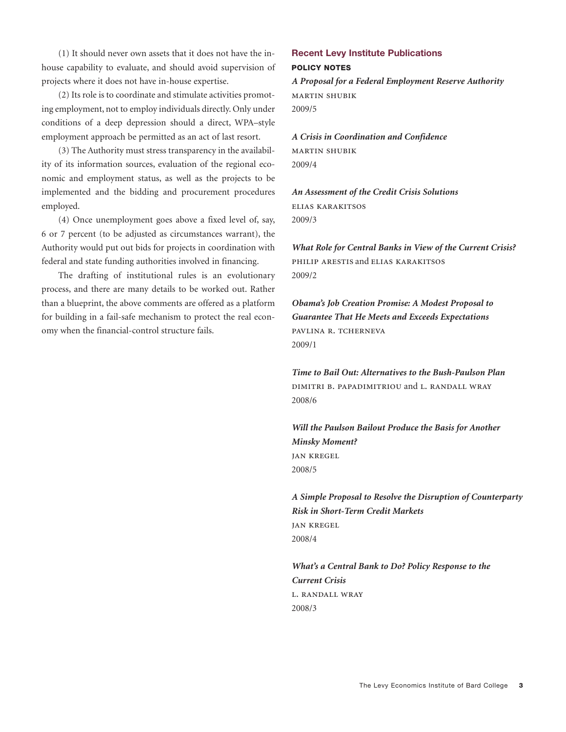(1) It should never own assets that it does not have the in-house capability to evaluate, and should avoid supervision of projects where it does not have in-house expertise.

(2) Its role is to coordinate and stimulate activities promoting employment, not to employ individuals directly. Only under conditions of a deep depression should a direct, WPA–style employment approach be permitted as an act of last resort.

(3) The Authority must stress transparency in the availability of its information sources, evaluation of the regional economic and employment status, as well as the projects to be implemented and the bidding and procurement procedures employed.

(4) Once unemployment goes above a fixed level of, say, 6 or 7 percent (to be adjusted as circumstances warrant), the Authority would put out bids for projects in coordination with federal and state funding authorities involved in financing.

The drafting of institutional rules is an evolutionary process, and there are many details to be worked out. Rather than a blueprint, the above comments are offered as a platform for building in a fail-safe mechanism to protect the real economy when the financial-control structure fails.

## Recent Levy Institute Publications

### POLICY NOTES

***A Proposal for a Federal Employment Reserve Authority***
MARTIN SHUBIK
2009/5

***A Crisis in Coordination and Confidence***
MARTIN SHUBIK
2009/4

***An Assessment of the Credit Crisis Solutions***
ELIAS KARAKITSOS
2009/3

***What Role for Central Banks in View of the Current Crisis?***
PHILIP ARESTIS and ELIAS KARAKITSOS
2009/2

***Obama's Job Creation Promise: A Modest Proposal to Guarantee That He Meets and Exceeds Expectations***
PAVLINA R. TCHERNEVA
2009/1

***Time to Bail Out: Alternatives to the Bush-Paulson Plan***
DIMITRI B. PAPADIMITRIOU and L. RANDALL WRAY
2008/6

***Will the Paulson Bailout Produce the Basis for Another Minsky Moment?***
JAN KREGEL
2008/5

***A Simple Proposal to Resolve the Disruption of Counterparty Risk in Short-Term Credit Markets***
JAN KREGEL
2008/4

***What's a Central Bank to Do? Policy Response to the Current Crisis***
L. RANDALL WRAY
2008/3